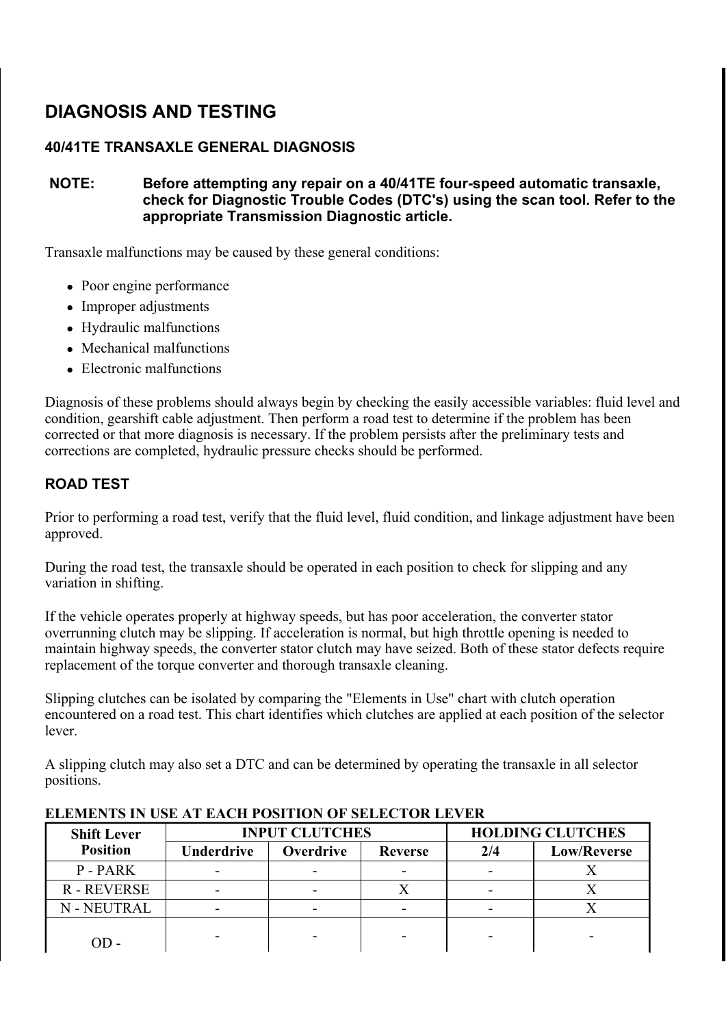## DIAGNOSIS AND TESTING

### 40/41TE TRANSAXLE GENERAL DIAGNOSIS

**NOTE: Before attempting any repair on a 40/41TE four-speed automatic transaxle, check for Diagnostic Trouble Codes (DTC's) using the scan tool. Refer to the appropriate Transmission Diagnostic article.**

Transaxle malfunctions may be caused by these general conditions:

- Poor engine performance
- Improper adjustments
- Hydraulic malfunctions
- Mechanical malfunctions
- Electronic malfunctions

Diagnosis of these problems should always begin by checking the easily accessible variables: fluid level and condition, gearshift cable adjustment. Then perform a road test to determine if the problem has been corrected or that more diagnosis is necessary. If the problem persists after the preliminary tests and corrections are completed, hydraulic pressure checks should be performed.

### ROAD TEST

Prior to performing a road test, verify that the fluid level, fluid condition, and linkage adjustment have been approved.

During the road test, the transaxle should be operated in each position to check for slipping and any variation in shifting.

If the vehicle operates properly at highway speeds, but has poor acceleration, the converter stator overrunning clutch may be slipping. If acceleration is normal, but high throttle opening is needed to maintain highway speeds, the converter stator clutch may have seized. Both of these stator defects require replacement of the torque converter and thorough transaxle cleaning.

Slipping clutches can be isolated by comparing the "Elements in Use" chart with clutch operation encountered on a road test. This chart identifies which clutches are applied at each position of the selector lever.

A slipping clutch may also set a DTC and can be determined by operating the transaxle in all selector positions.

**ELEMENTS IN USE AT EACH POSITION OF SELECTOR LEVER**

| Shift Lever Position | INPUT CLUTCHES | | | HOLDING CLUTCHES | |
|---|---|---|---|---|---|
| | Underdrive | Overdrive | Reverse | 2/4 | Low/Reverse |
| P - PARK | - | - | - | - | X |
| R - REVERSE | - | - | X | - | X |
| N - NEUTRAL | - | - | - | - | X |
| OD - | - | - | - | - | - |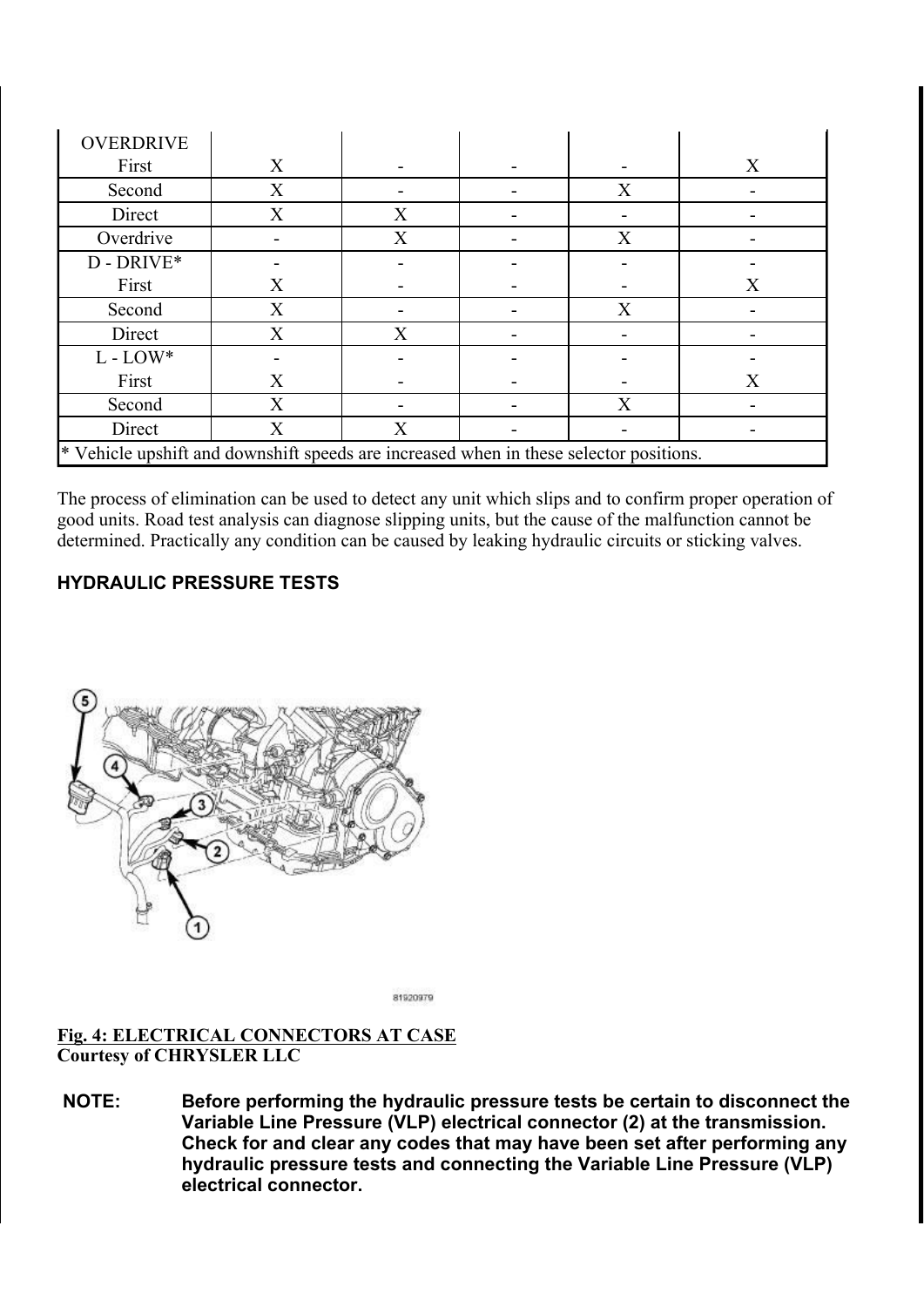| | | | | | |
|---|---|---|---|---|---|
| OVERDRIVE | | | | | |
| First | X | - | - | - | X |
| Second | X | - | - | X | - |
| Direct | X | X | - | - | - |
| Overdrive | - | X | - | X | - |
| D - DRIVE* | - | - | - | - | - |
| First | X | - | - | - | X |
| Second | X | - | - | X | - |
| Direct | X | X | - | - | - |
| L - LOW* | - | - | - | - | - |
| First | X | - | - | - | X |
| Second | X | - | - | X | - |
| Direct | X | X | - | - | - |
| * Vehicle upshift and downshift speeds are increased when in these selector positions. | | | | | |

The process of elimination can be used to detect any unit which slips and to confirm proper operation of good units. Road test analysis can diagnose slipping units, but the cause of the malfunction cannot be determined. Practically any condition can be caused by leaking hydraulic circuits or sticking valves.

## HYDRAULIC PRESSURE TESTS

**Fig. 4: ELECTRICAL CONNECTORS AT CASE**
**Courtesy of CHRYSLER LLC**

**NOTE: Before performing the hydraulic pressure tests be certain to disconnect the Variable Line Pressure (VLP) electrical connector (2) at the transmission. Check for and clear any codes that may have been set after performing any hydraulic pressure tests and connecting the Variable Line Pressure (VLP) electrical connector.**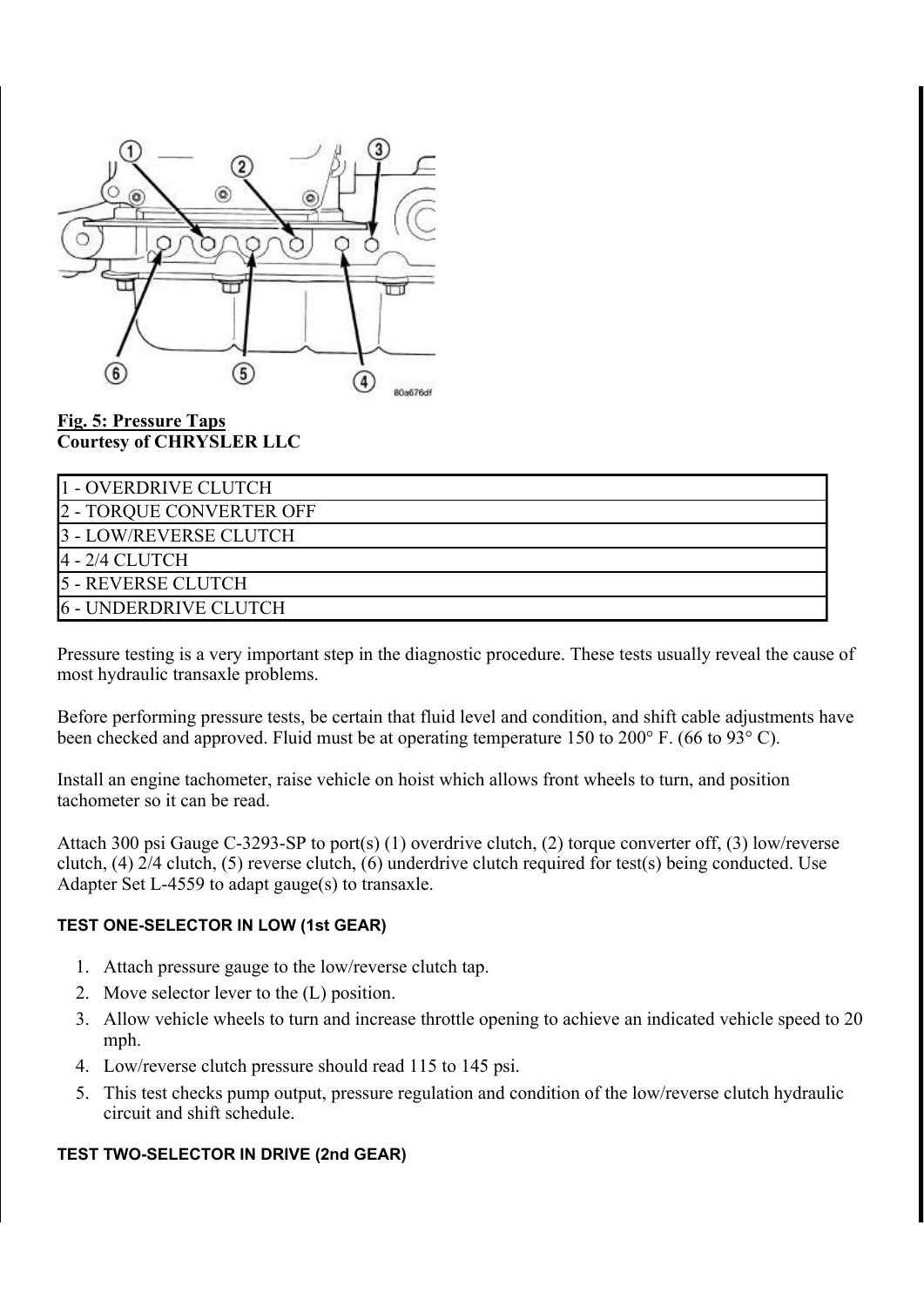**Fig. 5: Pressure Taps**
**Courtesy of CHRYSLER LLC**

| |
|---|
| 1 - OVERDRIVE CLUTCH |
| 2 - TORQUE CONVERTER OFF |
| 3 - LOW/REVERSE CLUTCH |
| 4 - 2/4 CLUTCH |
| 5 - REVERSE CLUTCH |
| 6 - UNDERDRIVE CLUTCH |

Pressure testing is a very important step in the diagnostic procedure. These tests usually reveal the cause of most hydraulic transaxle problems.

Before performing pressure tests, be certain that fluid level and condition, and shift cable adjustments have been checked and approved. Fluid must be at operating temperature 150 to 200° F. (66 to 93° C).

Install an engine tachometer, raise vehicle on hoist which allows front wheels to turn, and position tachometer so it can be read.

Attach 300 psi Gauge C-3293-SP to port(s) (1) overdrive clutch, (2) torque converter off, (3) low/reverse clutch, (4) 2/4 clutch, (5) reverse clutch, (6) underdrive clutch required for test(s) being conducted. Use Adapter Set L-4559 to adapt gauge(s) to transaxle.

#### TEST ONE-SELECTOR IN LOW (1st GEAR)

1. Attach pressure gauge to the low/reverse clutch tap.
2. Move selector lever to the (L) position.
3. Allow vehicle wheels to turn and increase throttle opening to achieve an indicated vehicle speed to 20 mph.
4. Low/reverse clutch pressure should read 115 to 145 psi.
5. This test checks pump output, pressure regulation and condition of the low/reverse clutch hydraulic circuit and shift schedule.

#### TEST TWO-SELECTOR IN DRIVE (2nd GEAR)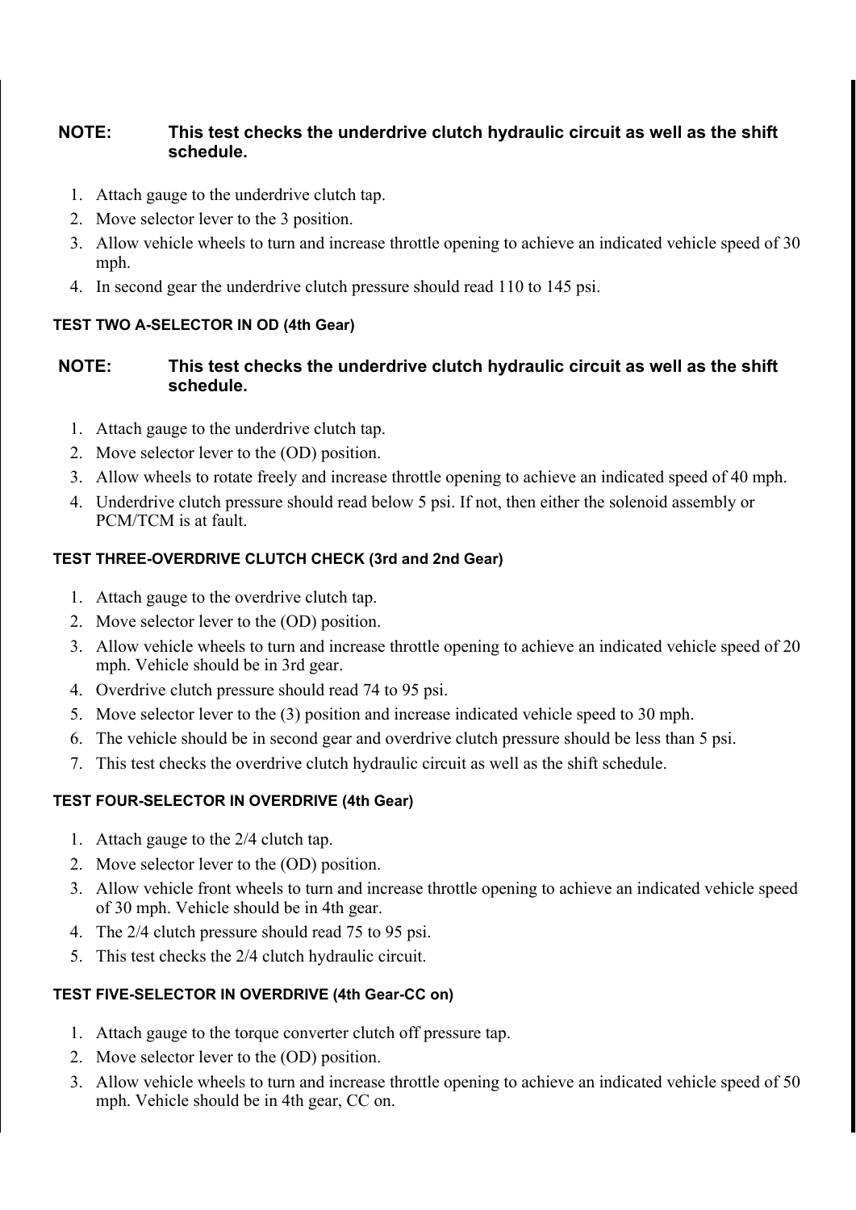**NOTE: This test checks the underdrive clutch hydraulic circuit as well as the shift schedule.**

1. Attach gauge to the underdrive clutch tap.
2. Move selector lever to the 3 position.
3. Allow vehicle wheels to turn and increase throttle opening to achieve an indicated vehicle speed of 30 mph.
4. In second gear the underdrive clutch pressure should read 110 to 145 psi.

#### TEST TWO A-SELECTOR IN OD (4th Gear)

**NOTE: This test checks the underdrive clutch hydraulic circuit as well as the shift schedule.**

1. Attach gauge to the underdrive clutch tap.
2. Move selector lever to the (OD) position.
3. Allow wheels to rotate freely and increase throttle opening to achieve an indicated speed of 40 mph.
4. Underdrive clutch pressure should read below 5 psi. If not, then either the solenoid assembly or PCM/TCM is at fault.

#### TEST THREE-OVERDRIVE CLUTCH CHECK (3rd and 2nd Gear)

1. Attach gauge to the overdrive clutch tap.
2. Move selector lever to the (OD) position.
3. Allow vehicle wheels to turn and increase throttle opening to achieve an indicated vehicle speed of 20 mph. Vehicle should be in 3rd gear.
4. Overdrive clutch pressure should read 74 to 95 psi.
5. Move selector lever to the (3) position and increase indicated vehicle speed to 30 mph.
6. The vehicle should be in second gear and overdrive clutch pressure should be less than 5 psi.
7. This test checks the overdrive clutch hydraulic circuit as well as the shift schedule.

#### TEST FOUR-SELECTOR IN OVERDRIVE (4th Gear)

1. Attach gauge to the 2/4 clutch tap.
2. Move selector lever to the (OD) position.
3. Allow vehicle front wheels to turn and increase throttle opening to achieve an indicated vehicle speed of 30 mph. Vehicle should be in 4th gear.
4. The 2/4 clutch pressure should read 75 to 95 psi.
5. This test checks the 2/4 clutch hydraulic circuit.

#### TEST FIVE-SELECTOR IN OVERDRIVE (4th Gear-CC on)

1. Attach gauge to the torque converter clutch off pressure tap.
2. Move selector lever to the (OD) position.
3. Allow vehicle wheels to turn and increase throttle opening to achieve an indicated vehicle speed of 50 mph. Vehicle should be in 4th gear, CC on.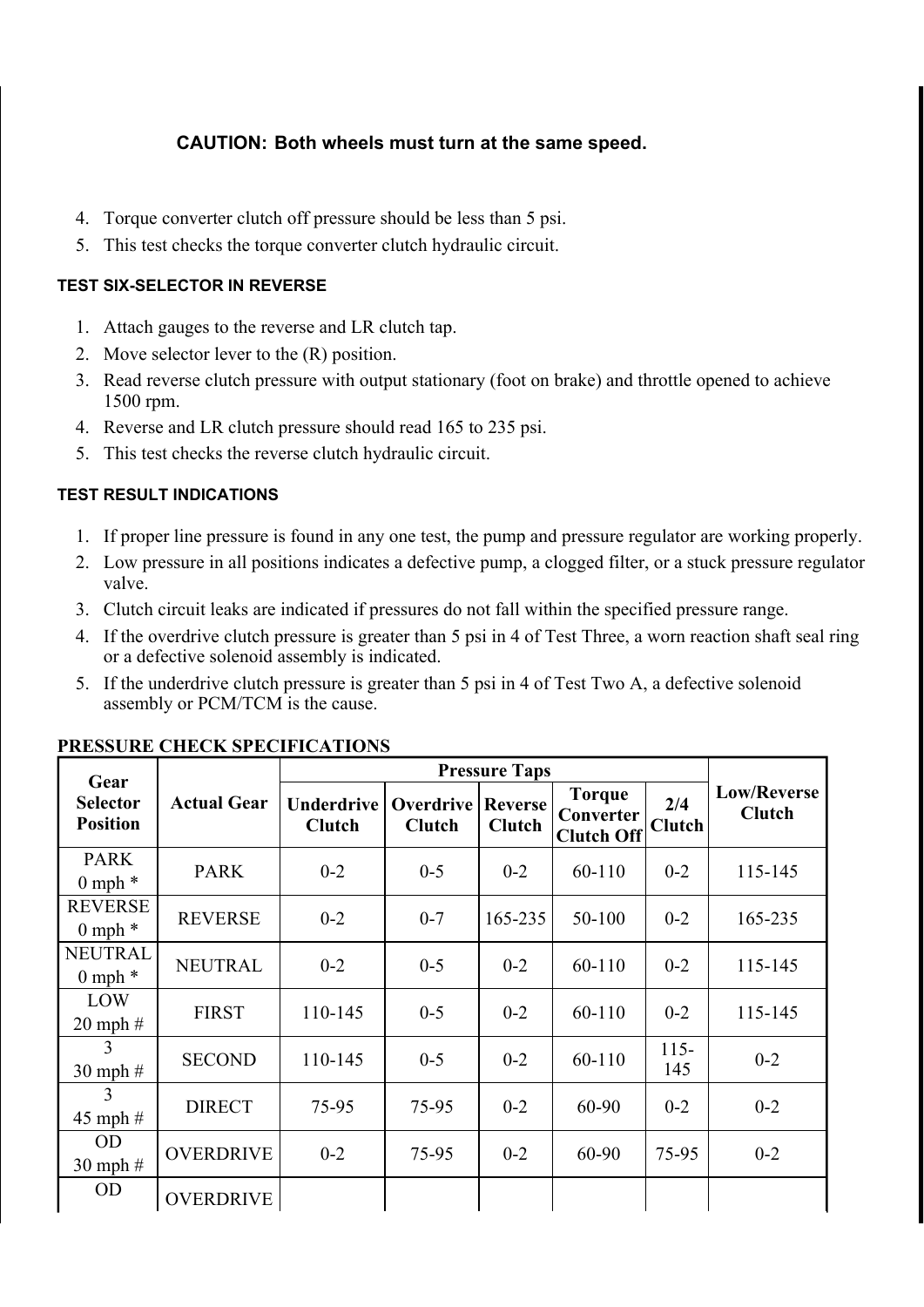**CAUTION: Both wheels must turn at the same speed.**

4. Torque converter clutch off pressure should be less than 5 psi.
5. This test checks the torque converter clutch hydraulic circuit.

#### TEST SIX-SELECTOR IN REVERSE

1. Attach gauges to the reverse and LR clutch tap.
2. Move selector lever to the (R) position.
3. Read reverse clutch pressure with output stationary (foot on brake) and throttle opened to achieve 1500 rpm.
4. Reverse and LR clutch pressure should read 165 to 235 psi.
5. This test checks the reverse clutch hydraulic circuit.

#### TEST RESULT INDICATIONS

1. If proper line pressure is found in any one test, the pump and pressure regulator are working properly.
2. Low pressure in all positions indicates a defective pump, a clogged filter, or a stuck pressure regulator valve.
3. Clutch circuit leaks are indicated if pressures do not fall within the specified pressure range.
4. If the overdrive clutch pressure is greater than 5 psi in 4 of Test Three, a worn reaction shaft seal ring or a defective solenoid assembly is indicated.
5. If the underdrive clutch pressure is greater than 5 psi in 4 of Test Two A, a defective solenoid assembly or PCM/TCM is the cause.

**PRESSURE CHECK SPECIFICATIONS**

| Gear Selector Position | Actual Gear | Pressure Taps | | | | | |
|---|---|---|---|---|---|---|---|
| | | Underdrive Clutch | Overdrive Clutch | Reverse Clutch | Torque Converter Clutch Off | 2/4 Clutch | Low/Reverse Clutch |
| PARK 0 mph * | PARK | 0-2 | 0-5 | 0-2 | 60-110 | 0-2 | 115-145 |
| REVERSE 0 mph * | REVERSE | 0-2 | 0-7 | 165-235 | 50-100 | 0-2 | 165-235 |
| NEUTRAL 0 mph * | NEUTRAL | 0-2 | 0-5 | 0-2 | 60-110 | 0-2 | 115-145 |
| LOW 20 mph # | FIRST | 110-145 | 0-5 | 0-2 | 60-110 | 0-2 | 115-145 |
| 3 30 mph # | SECOND | 110-145 | 0-5 | 0-2 | 60-110 | 115-145 | 0-2 |
| 3 45 mph # | DIRECT | 75-95 | 75-95 | 0-2 | 60-90 | 0-2 | 0-2 |
| OD 30 mph # | OVERDRIVE | 0-2 | 75-95 | 0-2 | 60-90 | 75-95 | 0-2 |
| OD | OVERDRIVE | | | | | | |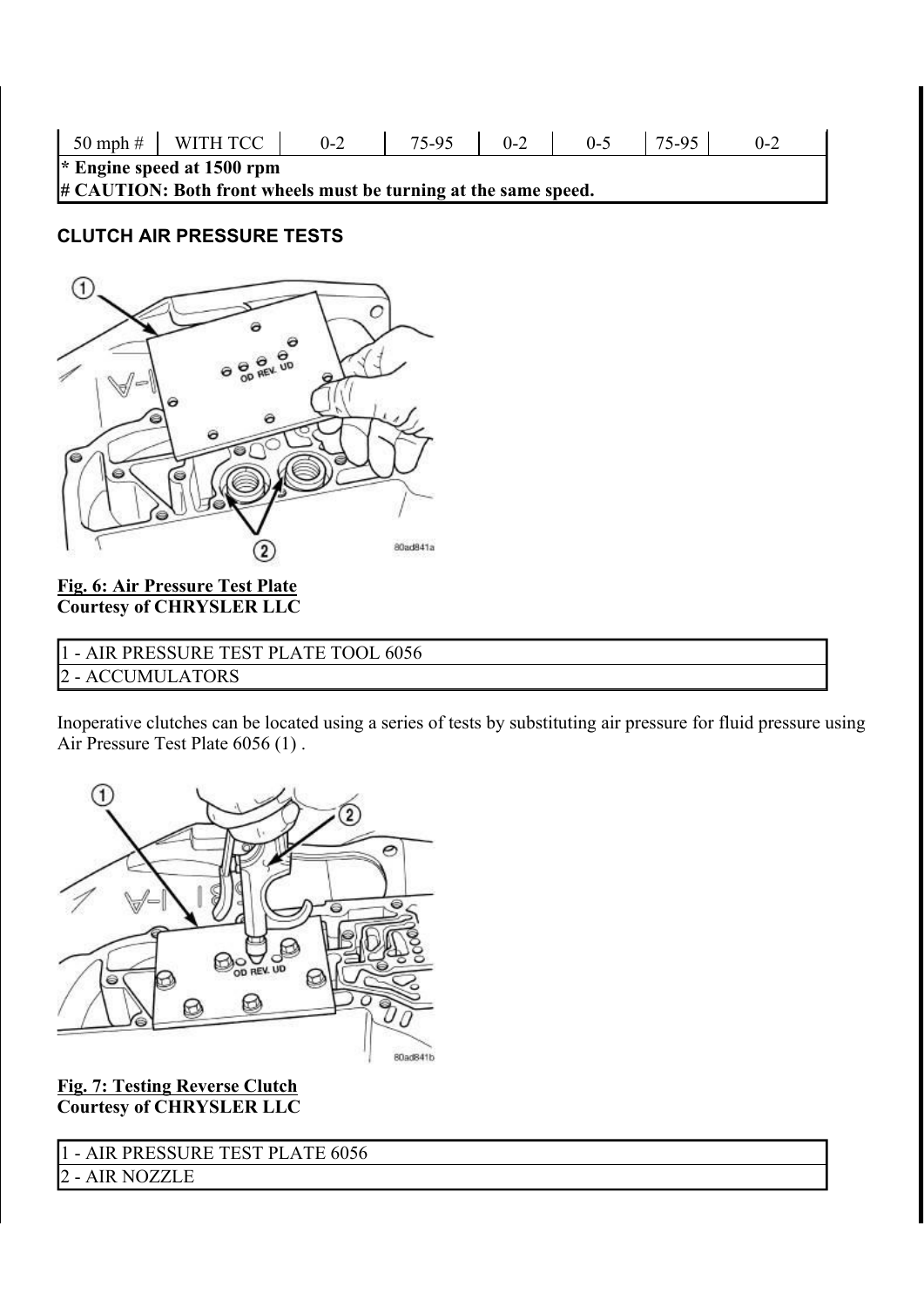| 50 mph # | WITH TCC | 0-2 | 75-95 | 0-2 | 0-5 | 75-95 | 0-2 |
|---|---|---|---|---|---|---|---|
| **\* Engine speed at 1500 rpm** | | | | | | | |
| **# CAUTION: Both front wheels must be turning at the same speed.** | | | | | | | |

## CLUTCH AIR PRESSURE TESTS

**Fig. 6: Air Pressure Test Plate**
**Courtesy of CHRYSLER LLC**

| 1 - AIR PRESSURE TEST PLATE TOOL 6056 |
|---|
| 2 - ACCUMULATORS |

Inoperative clutches can be located using a series of tests by substituting air pressure for fluid pressure using Air Pressure Test Plate 6056 (1) .

**Fig. 7: Testing Reverse Clutch**
**Courtesy of CHRYSLER LLC**

| 1 - AIR PRESSURE TEST PLATE 6056 |
|---|
| 2 - AIR NOZZLE |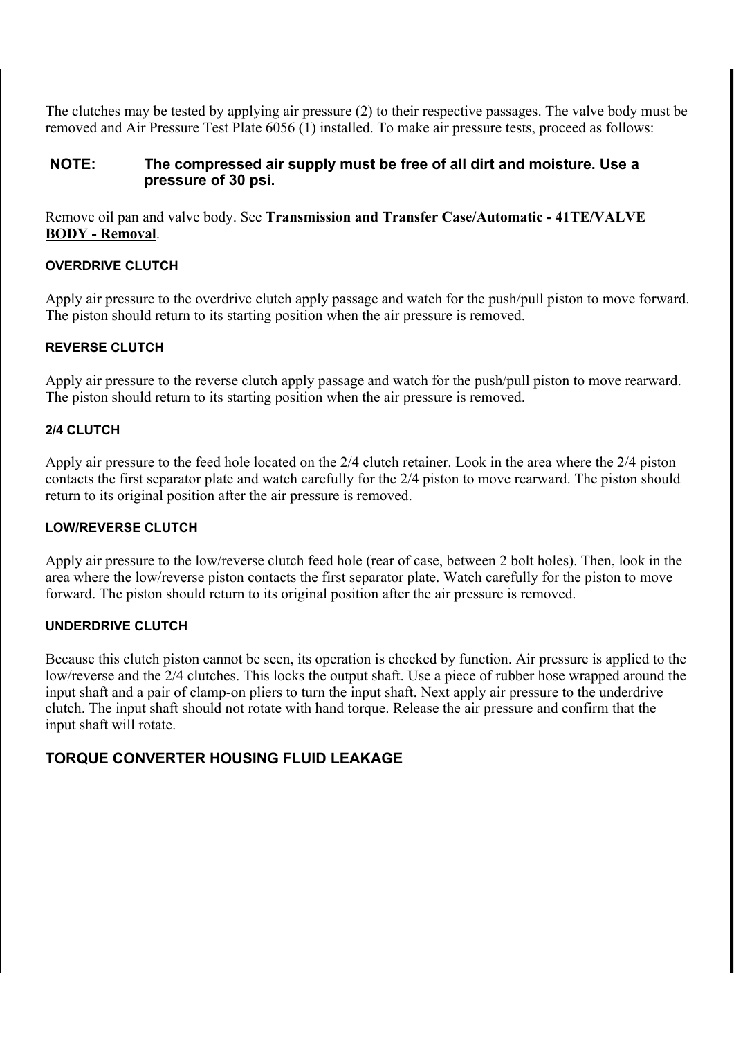The clutches may be tested by applying air pressure (2) to their respective passages. The valve body must be removed and Air Pressure Test Plate 6056 (1) installed. To make air pressure tests, proceed as follows:

**NOTE: The compressed air supply must be free of all dirt and moisture. Use a pressure of 30 psi.**

Remove oil pan and valve body. See **Transmission and Transfer Case/Automatic - 41TE/VALVE BODY - Removal**.

#### OVERDRIVE CLUTCH

Apply air pressure to the overdrive clutch apply passage and watch for the push/pull piston to move forward. The piston should return to its starting position when the air pressure is removed.

#### REVERSE CLUTCH

Apply air pressure to the reverse clutch apply passage and watch for the push/pull piston to move rearward. The piston should return to its starting position when the air pressure is removed.

#### 2/4 CLUTCH

Apply air pressure to the feed hole located on the 2/4 clutch retainer. Look in the area where the 2/4 piston contacts the first separator plate and watch carefully for the 2/4 piston to move rearward. The piston should return to its original position after the air pressure is removed.

#### LOW/REVERSE CLUTCH

Apply air pressure to the low/reverse clutch feed hole (rear of case, between 2 bolt holes). Then, look in the area where the low/reverse piston contacts the first separator plate. Watch carefully for the piston to move forward. The piston should return to its original position after the air pressure is removed.

#### UNDERDRIVE CLUTCH

Because this clutch piston cannot be seen, its operation is checked by function. Air pressure is applied to the low/reverse and the 2/4 clutches. This locks the output shaft. Use a piece of rubber hose wrapped around the input shaft and a pair of clamp-on pliers to turn the input shaft. Next apply air pressure to the underdrive clutch. The input shaft should not rotate with hand torque. Release the air pressure and confirm that the input shaft will rotate.

### TORQUE CONVERTER HOUSING FLUID LEAKAGE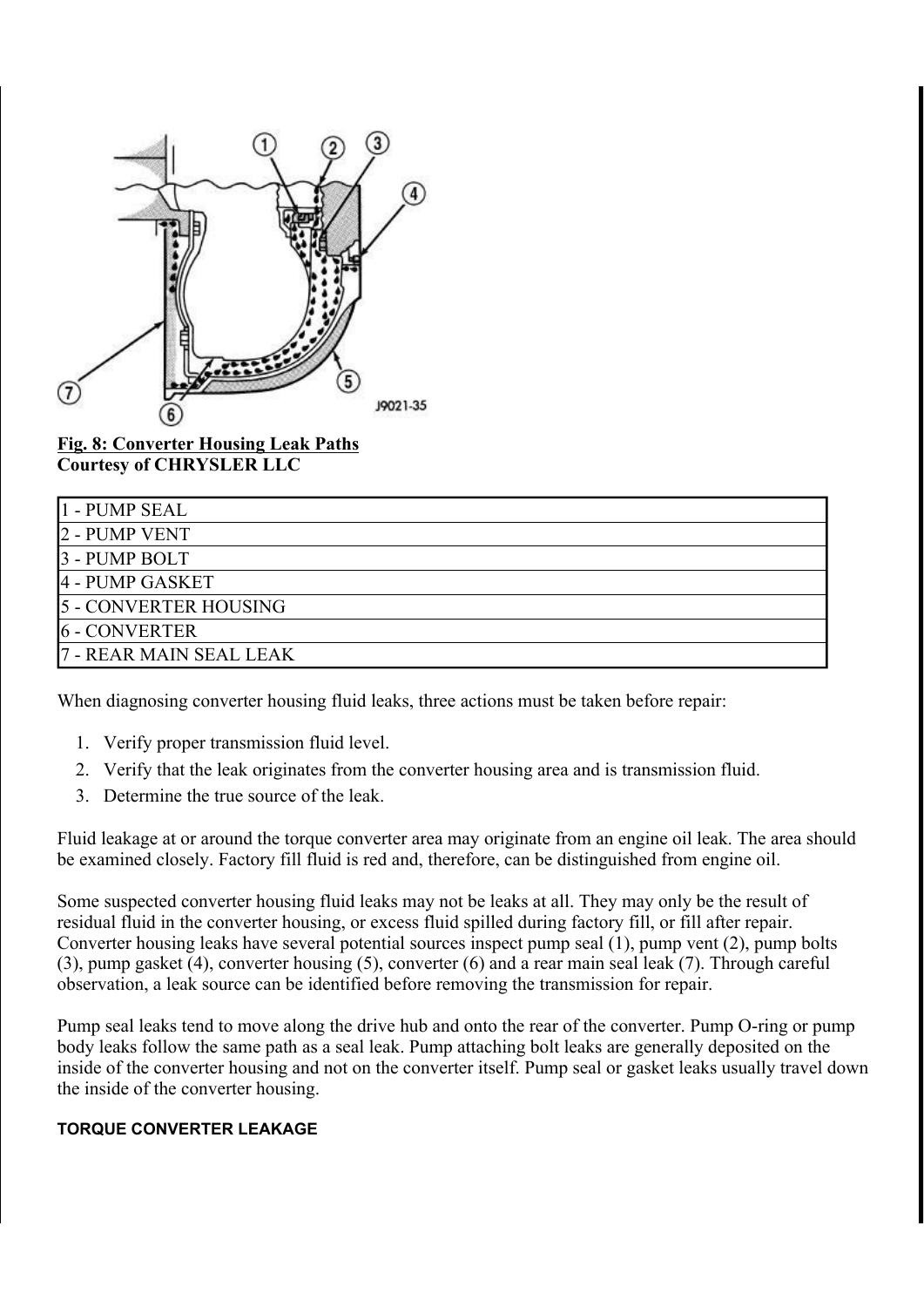**Fig. 8: Converter Housing Leak Paths**
**Courtesy of CHRYSLER LLC**

| |
|---|
| 1 - PUMP SEAL |
| 2 - PUMP VENT |
| 3 - PUMP BOLT |
| 4 - PUMP GASKET |
| 5 - CONVERTER HOUSING |
| 6 - CONVERTER |
| 7 - REAR MAIN SEAL LEAK |

When diagnosing converter housing fluid leaks, three actions must be taken before repair:

1. Verify proper transmission fluid level.
2. Verify that the leak originates from the converter housing area and is transmission fluid.
3. Determine the true source of the leak.

Fluid leakage at or around the torque converter area may originate from an engine oil leak. The area should be examined closely. Factory fill fluid is red and, therefore, can be distinguished from engine oil.

Some suspected converter housing fluid leaks may not be leaks at all. They may only be the result of residual fluid in the converter housing, or excess fluid spilled during factory fill, or fill after repair. Converter housing leaks have several potential sources inspect pump seal (1), pump vent (2), pump bolts (3), pump gasket (4), converter housing (5), converter (6) and a rear main seal leak (7). Through careful observation, a leak source can be identified before removing the transmission for repair.

Pump seal leaks tend to move along the drive hub and onto the rear of the converter. Pump O-ring or pump body leaks follow the same path as a seal leak. Pump attaching bolt leaks are generally deposited on the inside of the converter housing and not on the converter itself. Pump seal or gasket leaks usually travel down the inside of the converter housing.

#### TORQUE CONVERTER LEAKAGE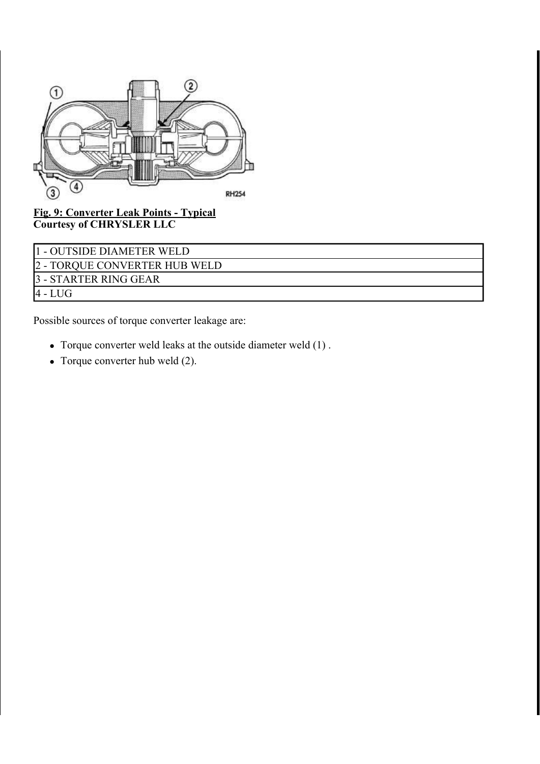1 2 3 4 RH254

**Fig. 9: Converter Leak Points - Typical**
**Courtesy of CHRYSLER LLC**

| |
|---|
| 1 - OUTSIDE DIAMETER WELD |
| 2 - TORQUE CONVERTER HUB WELD |
| 3 - STARTER RING GEAR |
| 4 - LUG |

Possible sources of torque converter leakage are:

- Torque converter weld leaks at the outside diameter weld (1) .
- Torque converter hub weld (2).